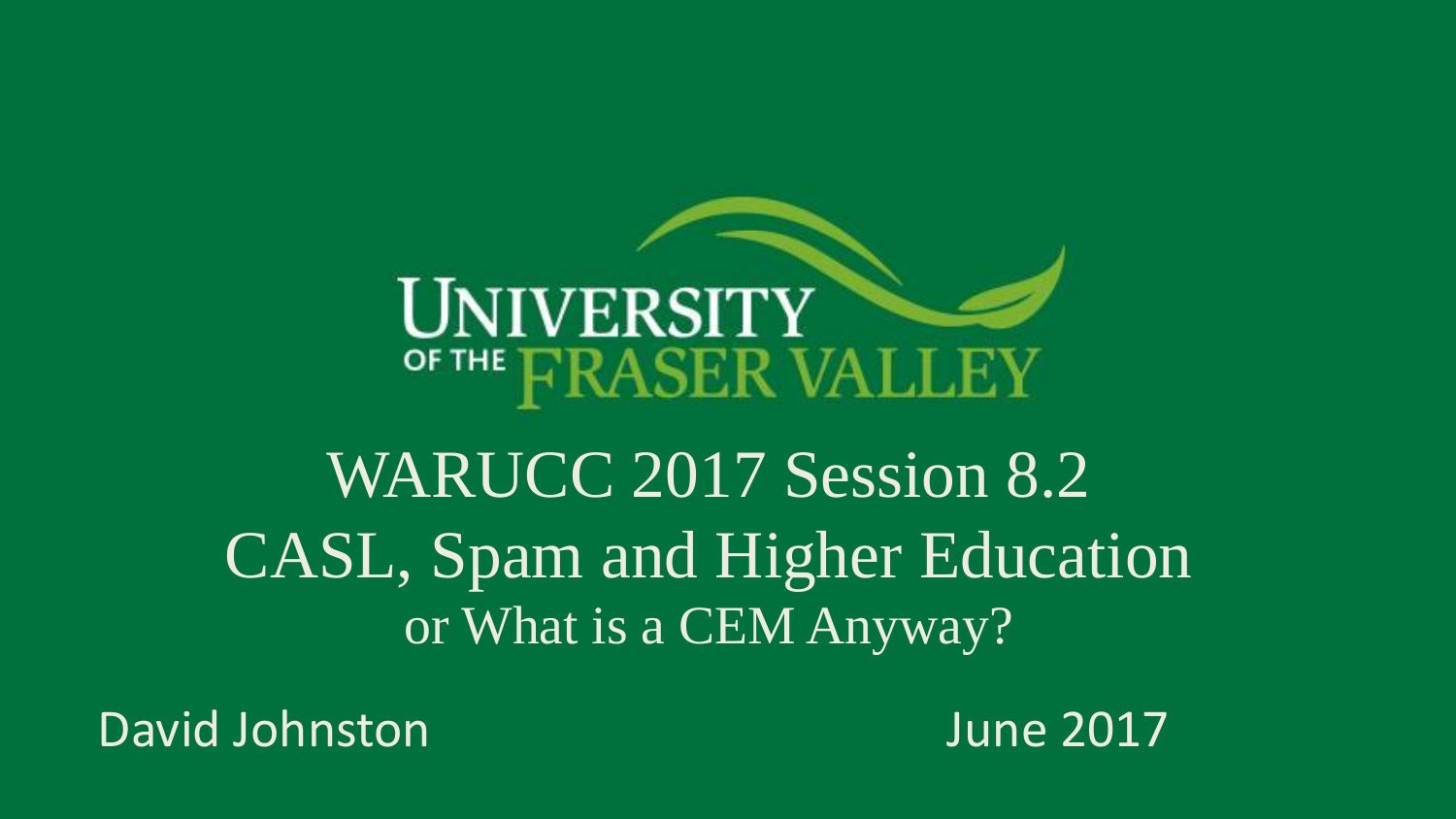UNIVERSITY OF THE FRASER VALLEY

# WARUCC 2017 Session 8.2
# CASL, Spam and Higher Education
## or What is a CEM Anyway?

David Johnston

June 2017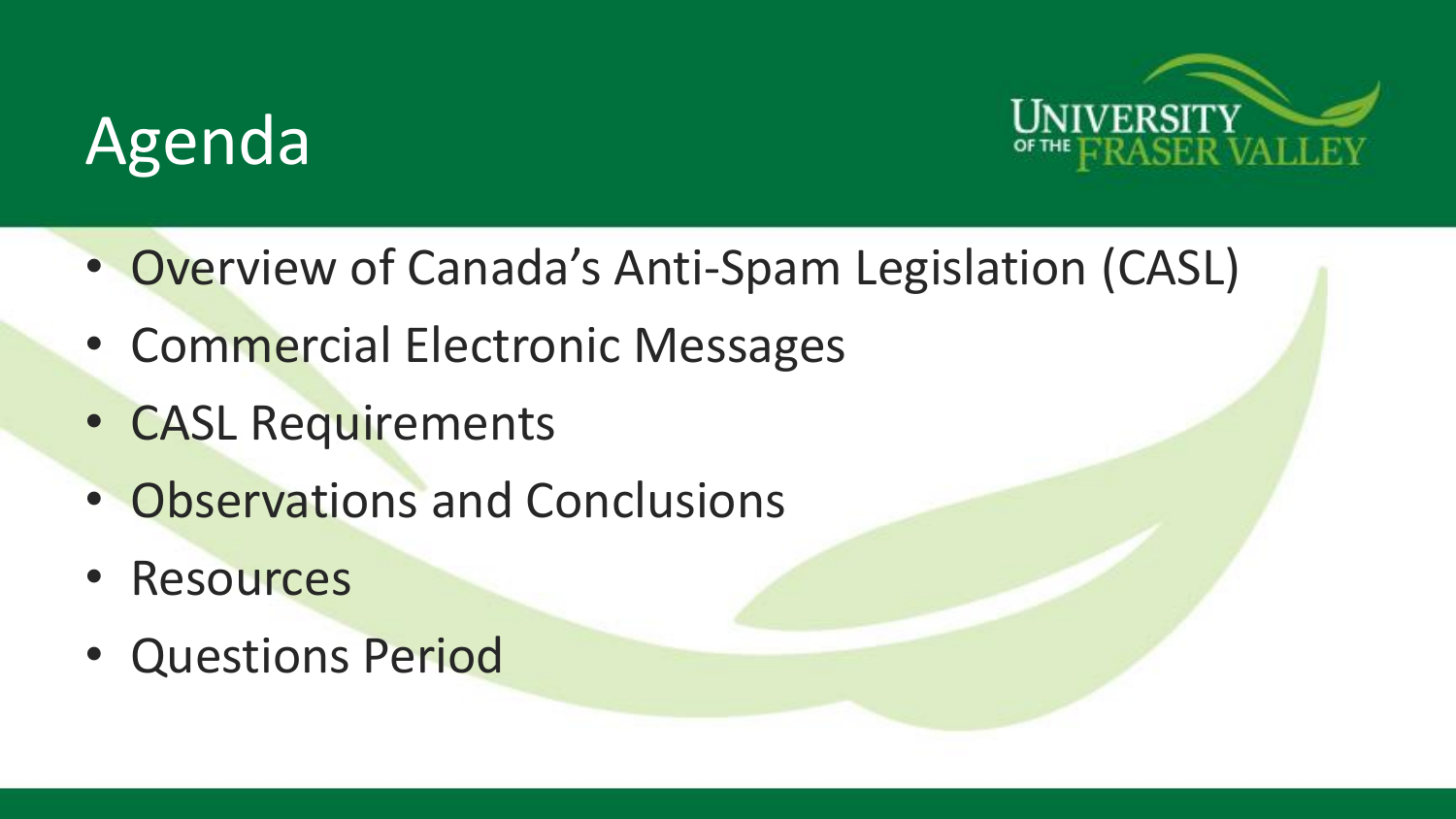# Agenda

- Overview of Canada's Anti-Spam Legislation (CASL)
- Commercial Electronic Messages
- CASL Requirements
- Observations and Conclusions
- Resources
- Questions Period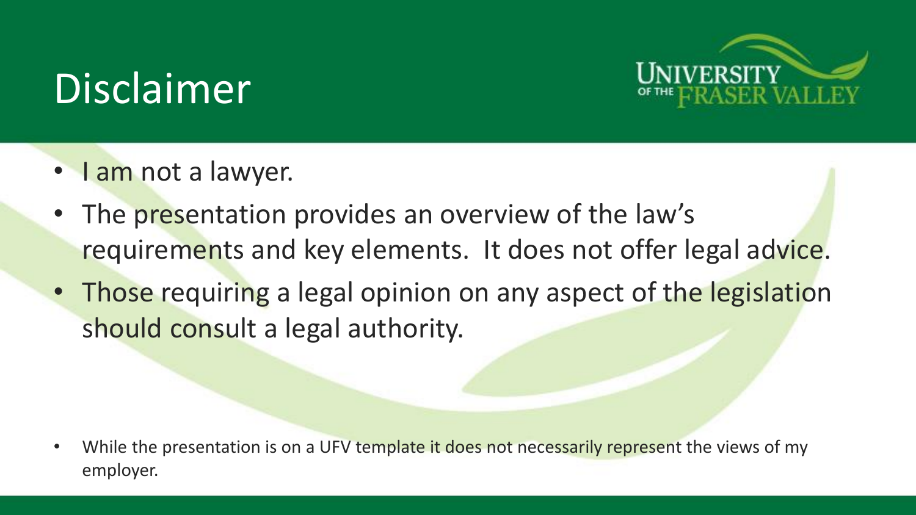# Disclaimer

- I am not a lawyer.
- The presentation provides an overview of the law's requirements and key elements. It does not offer legal advice.
- Those requiring a legal opinion on any aspect of the legislation should consult a legal authority.

- While the presentation is on a UFV template it does not necessarily represent the views of my employer.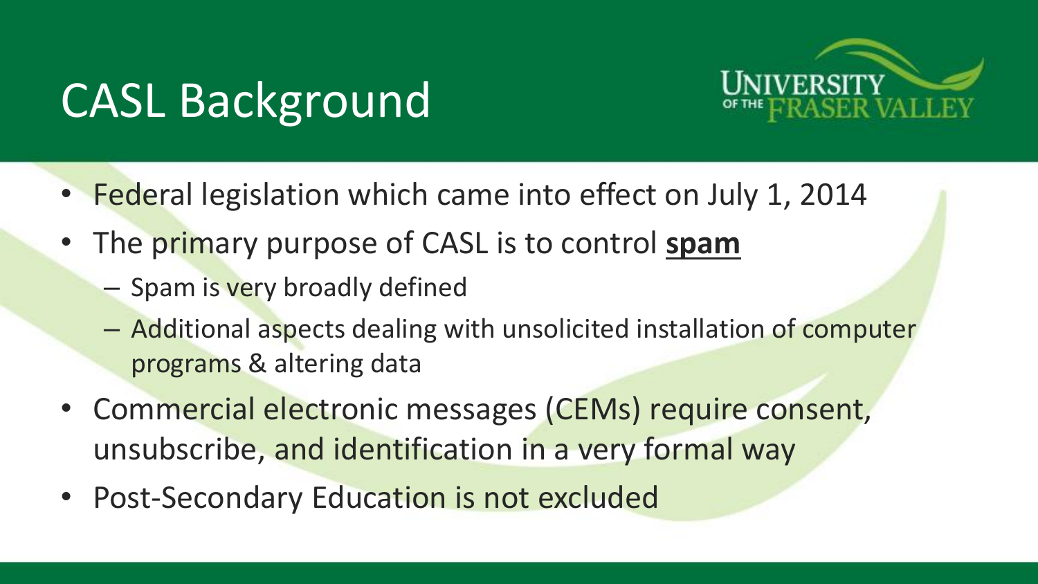# CASL Background

- Federal legislation which came into effect on July 1, 2014
- The primary purpose of CASL is to control **spam**
  - Spam is very broadly defined
  - Additional aspects dealing with unsolicited installation of computer programs & altering data
- Commercial electronic messages (CEMs) require consent, unsubscribe, and identification in a very formal way
- Post-Secondary Education is not excluded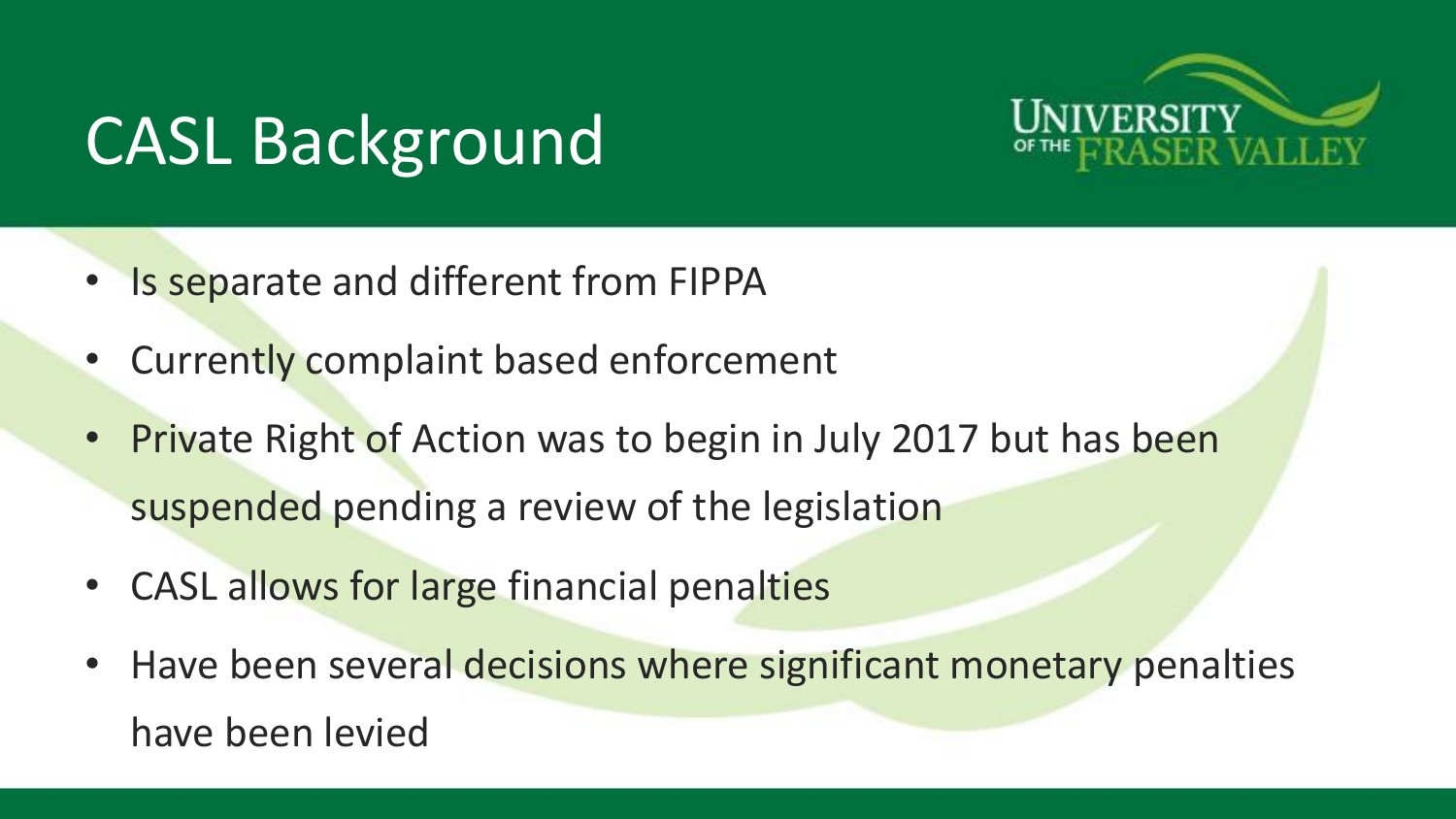# CASL Background

- Is separate and different from FIPPA
- Currently complaint based enforcement
- Private Right of Action was to begin in July 2017 but has been suspended pending a review of the legislation
- CASL allows for large financial penalties
- Have been several decisions where significant monetary penalties have been levied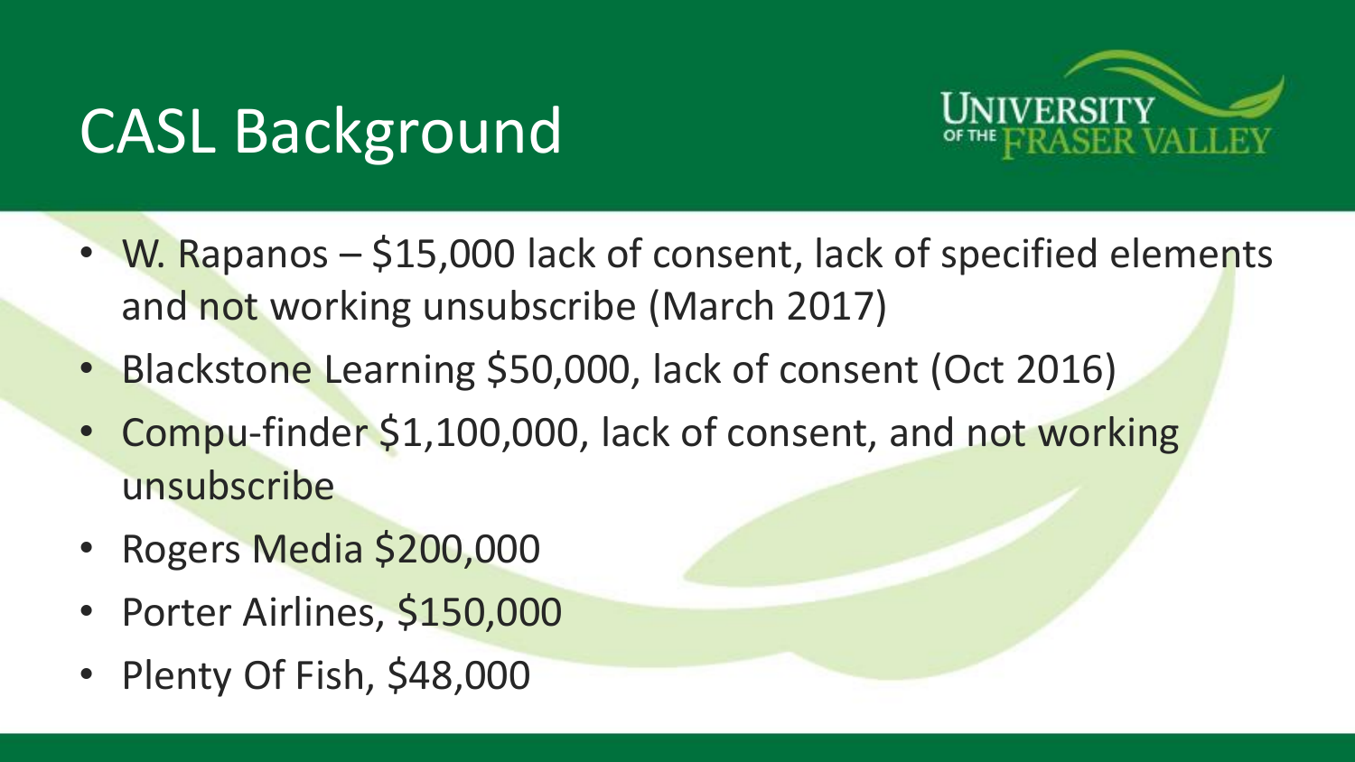# CASL Background

- W. Rapanos – $15,000 lack of consent, lack of specified elements and not working unsubscribe (March 2017)
- Blackstone Learning $50,000, lack of consent (Oct 2016)
- Compu-finder $1,100,000, lack of consent, and not working unsubscribe
- Rogers Media $200,000
- Porter Airlines, $150,000
- Plenty Of Fish, $48,000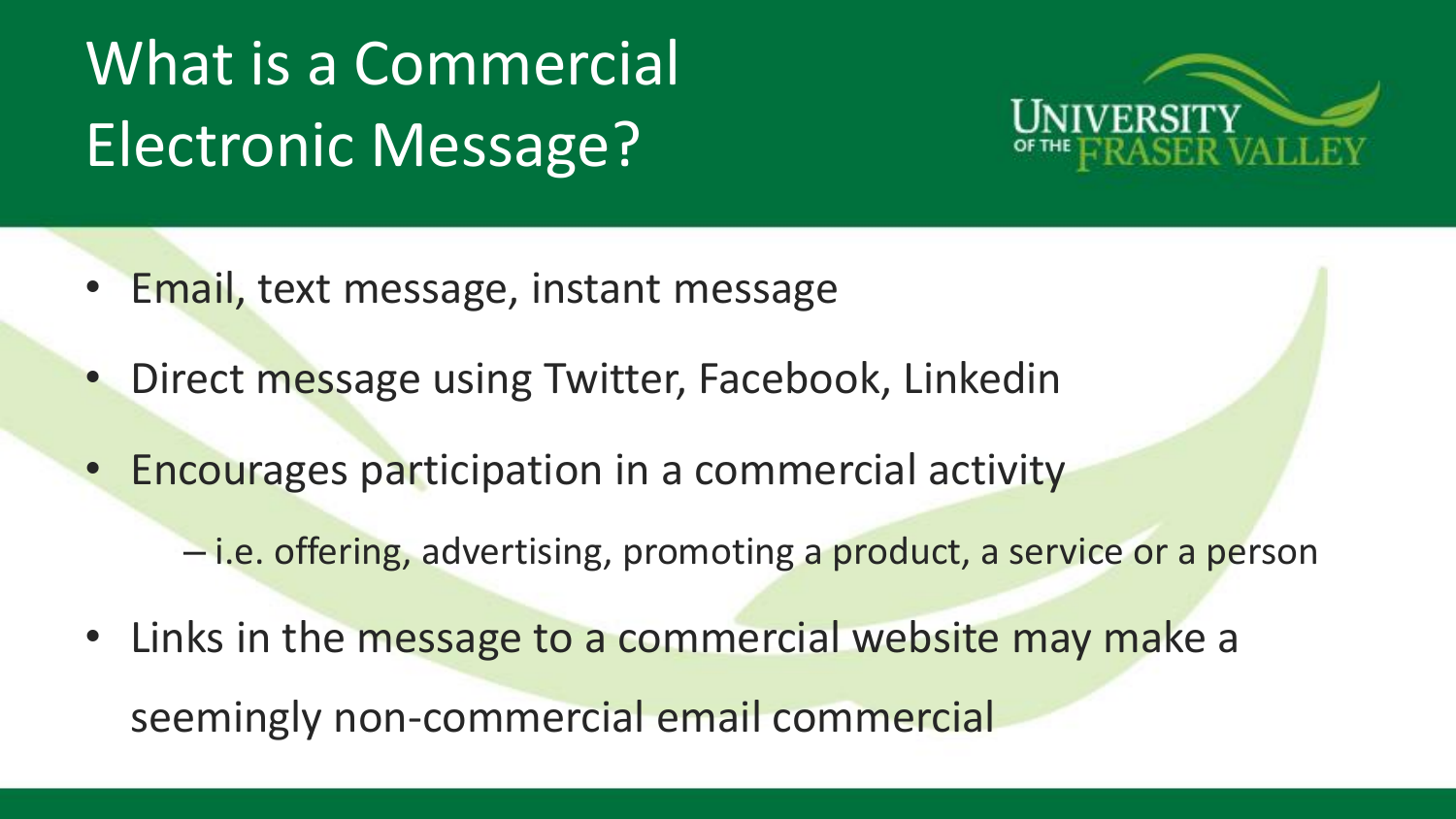# What is a Commercial Electronic Message?

- Email, text message, instant message
- Direct message using Twitter, Facebook, Linkedin
- Encourages participation in a commercial activity
  - i.e. offering, advertising, promoting a product, a service or a person
- Links in the message to a commercial website may make a seemingly non-commercial email commercial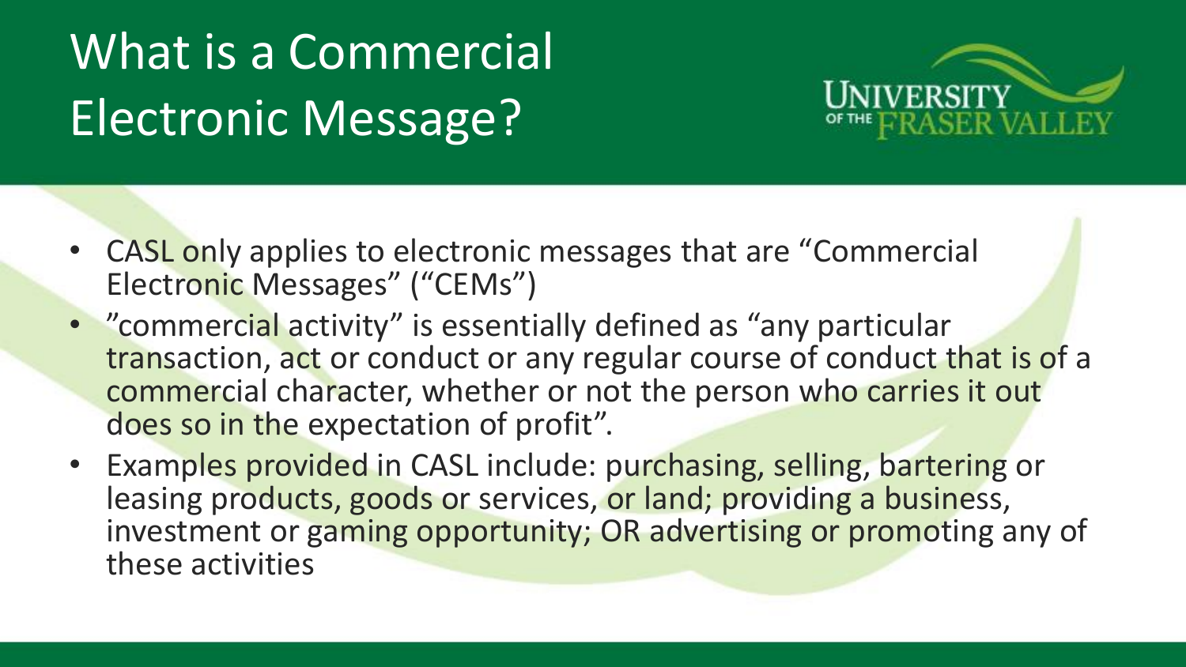# What is a Commercial Electronic Message?

- CASL only applies to electronic messages that are "Commercial Electronic Messages" ("CEMs")
- "commercial activity" is essentially defined as "any particular transaction, act or conduct or any regular course of conduct that is of a commercial character, whether or not the person who carries it out does so in the expectation of profit".
- Examples provided in CASL include: purchasing, selling, bartering or leasing products, goods or services, or land; providing a business, investment or gaming opportunity; OR advertising or promoting any of these activities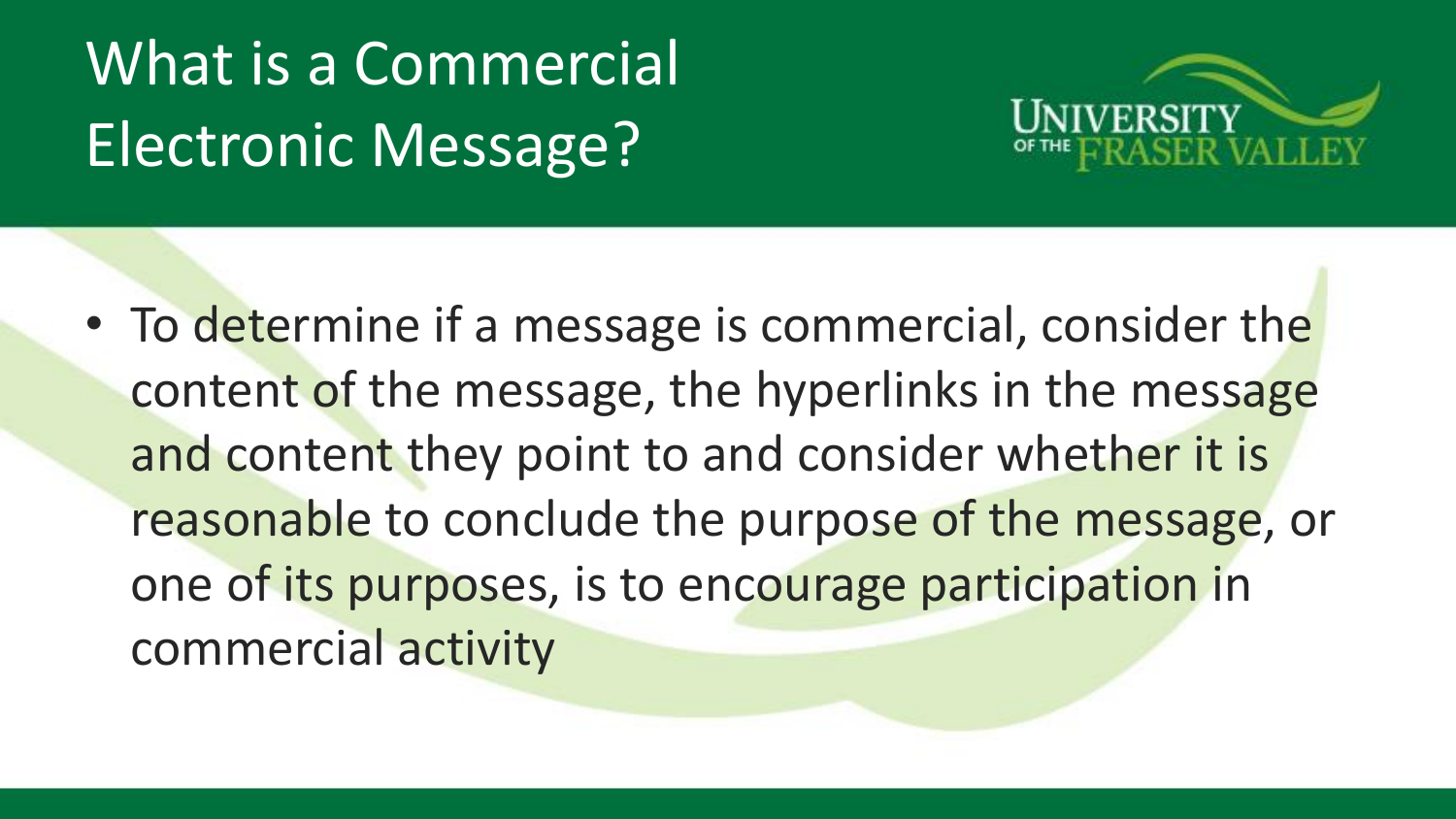# What is a Commercial Electronic Message?

- To determine if a message is commercial, consider the content of the message, the hyperlinks in the message and content they point to and consider whether it is reasonable to conclude the purpose of the message, or one of its purposes, is to encourage participation in commercial activity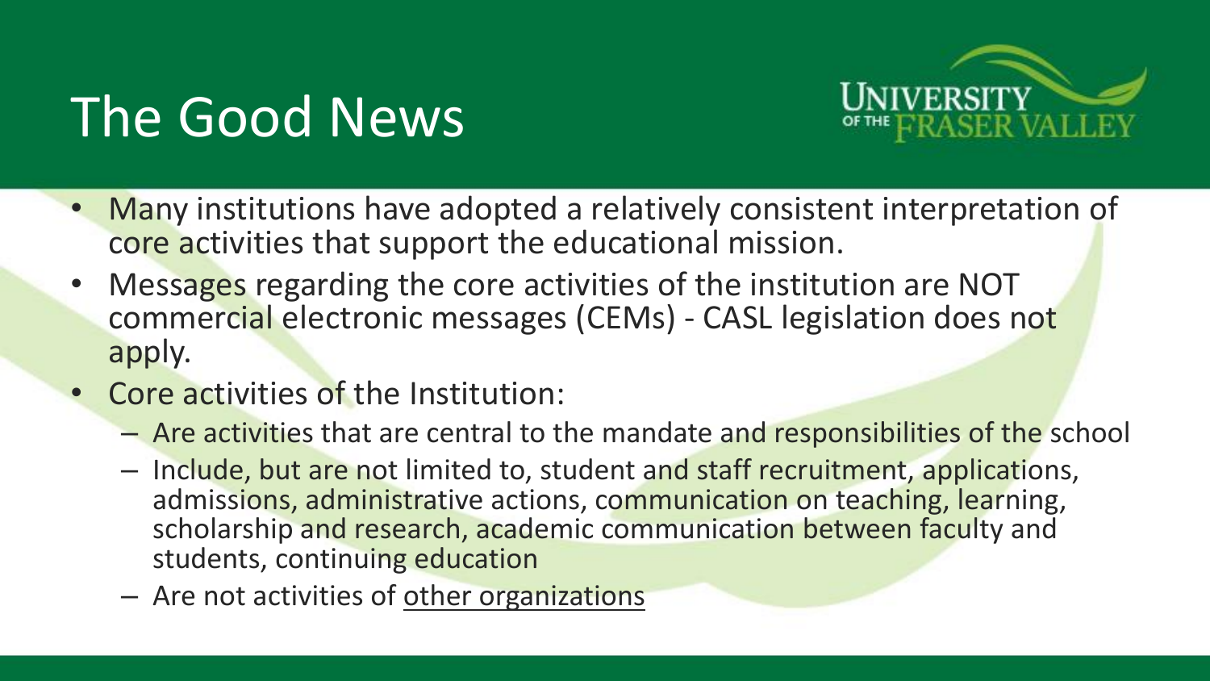# The Good News

- Many institutions have adopted a relatively consistent interpretation of core activities that support the educational mission.
- Messages regarding the core activities of the institution are NOT commercial electronic messages (CEMs) - CASL legislation does not apply.
- Core activities of the Institution:
  - Are activities that are central to the mandate and responsibilities of the school
  - Include, but are not limited to, student and staff recruitment, applications, admissions, administrative actions, communication on teaching, learning, scholarship and research, academic communication between faculty and students, continuing education
  - Are not activities of <u>other organizations</u>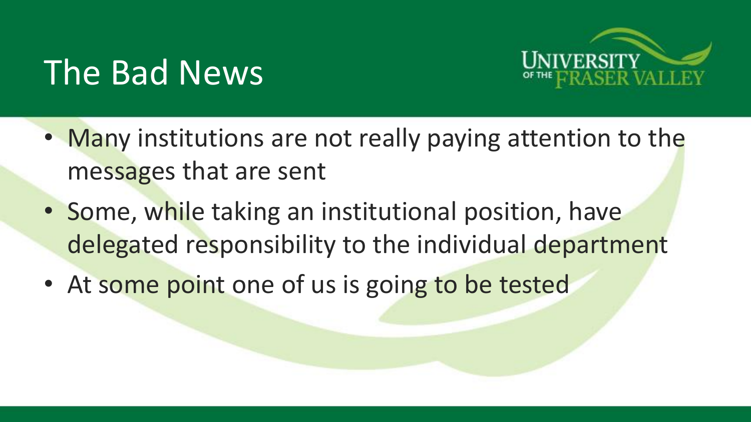# The Bad News

- Many institutions are not really paying attention to the messages that are sent
- Some, while taking an institutional position, have delegated responsibility to the individual department
- At some point one of us is going to be tested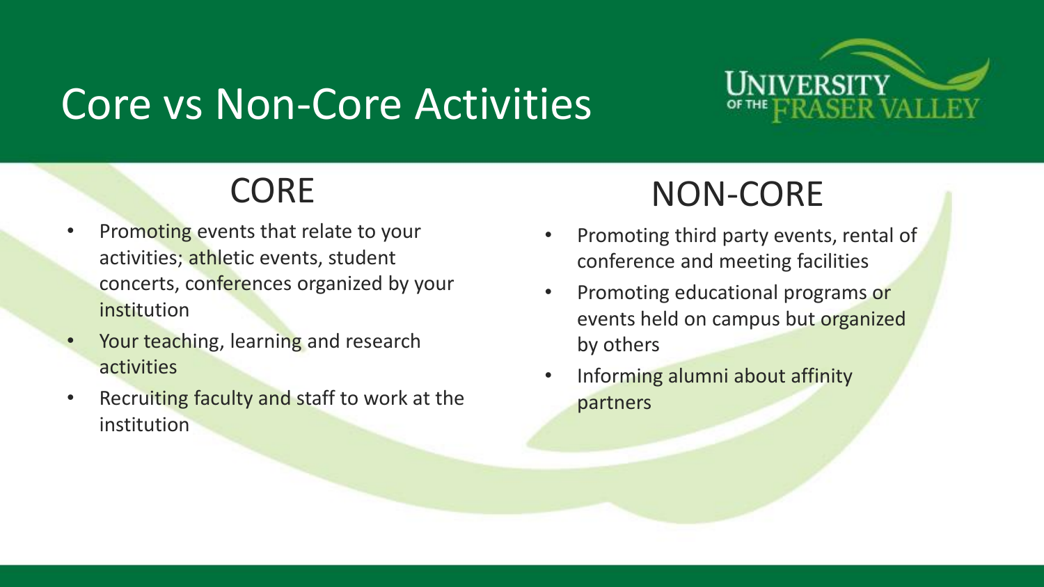# Core vs Non-Core Activities

## CORE

- Promoting events that relate to your activities; athletic events, student concerts, conferences organized by your institution
- Your teaching, learning and research activities
- Recruiting faculty and staff to work at the institution

## NON-CORE

- Promoting third party events, rental of conference and meeting facilities
- Promoting educational programs or events held on campus but organized by others
- Informing alumni about affinity partners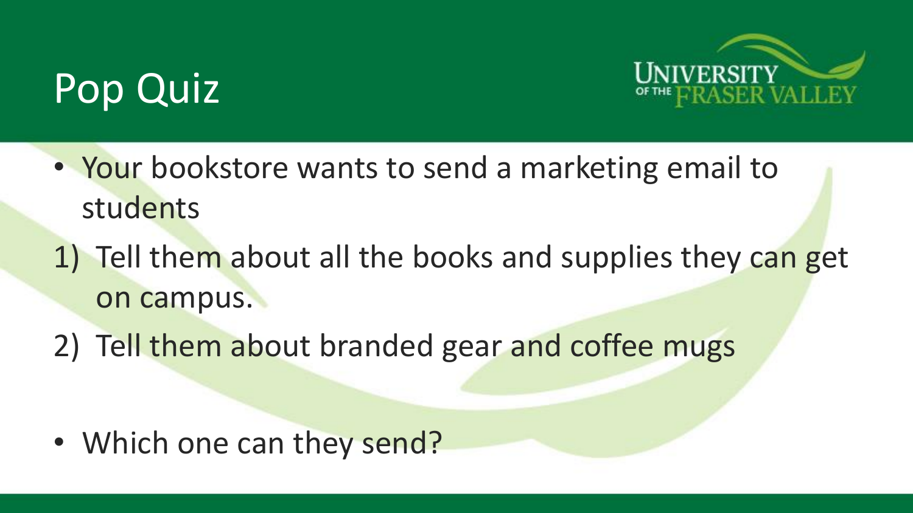# Pop Quiz

- Your bookstore wants to send a marketing email to students

1) Tell them about all the books and supplies they can get on campus.
2) Tell them about branded gear and coffee mugs

- Which one can they send?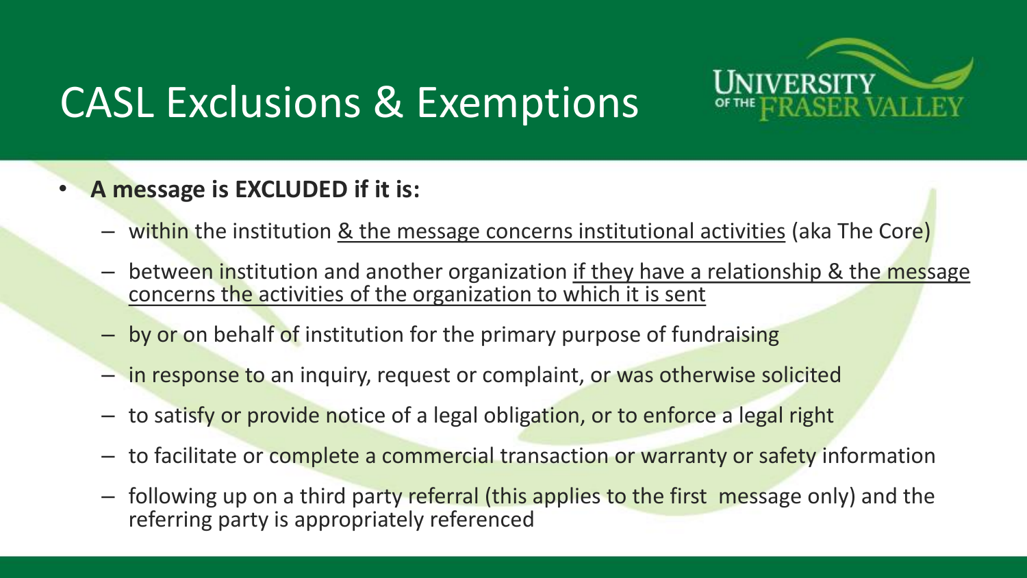# CASL Exclusions & Exemptions

- **A message is EXCLUDED if it is:**
  - within the institution <u>& the message concerns institutional activities</u> (aka The Core)
  - between institution and another organization <u>if they have a relationship & the message concerns the activities of the organization to which it is sent</u>
  - by or on behalf of institution for the primary purpose of fundraising
  - in response to an inquiry, request or complaint, or was otherwise solicited
  - to satisfy or provide notice of a legal obligation, or to enforce a legal right
  - to facilitate or complete a commercial transaction or warranty or safety information
  - following up on a third party referral (this applies to the first message only) and the referring party is appropriately referenced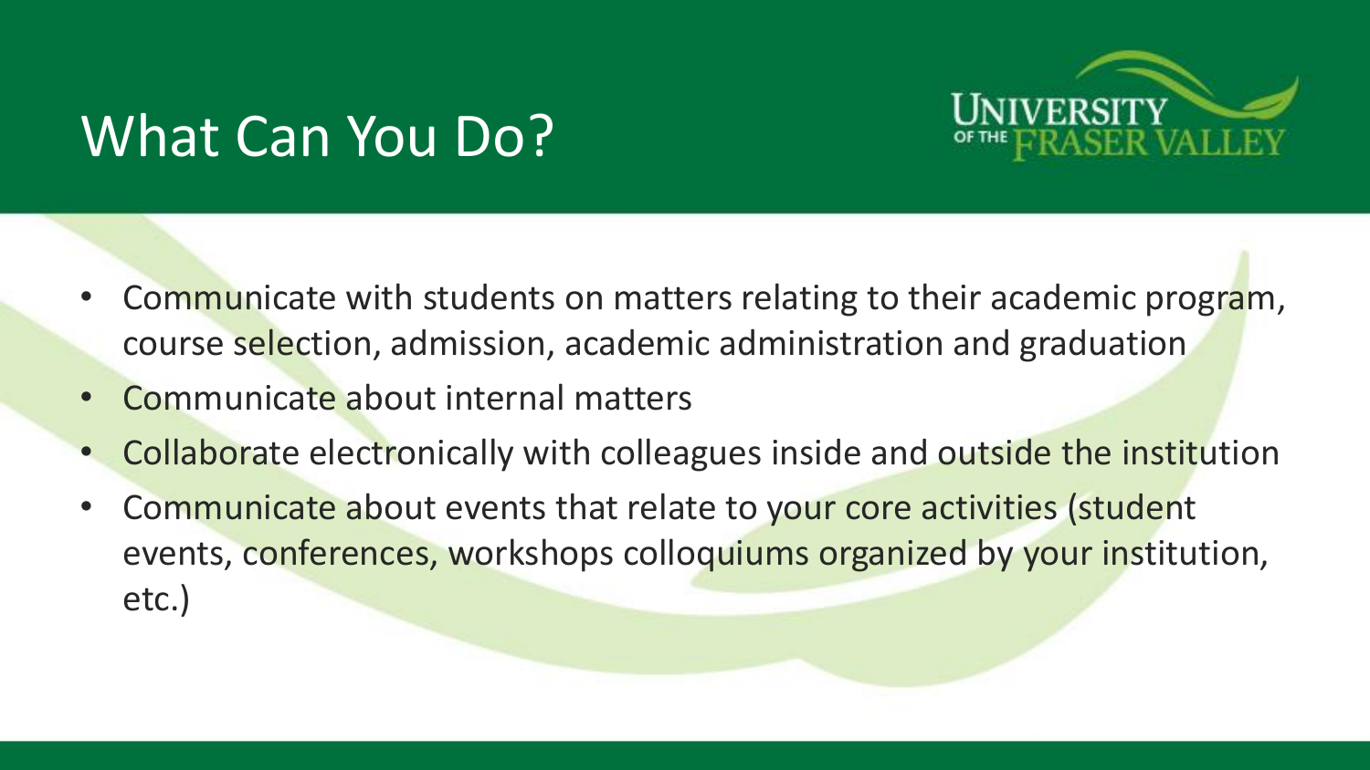# What Can You Do?

- Communicate with students on matters relating to their academic program, course selection, admission, academic administration and graduation
- Communicate about internal matters
- Collaborate electronically with colleagues inside and outside the institution
- Communicate about events that relate to your core activities (student events, conferences, workshops colloquiums organized by your institution, etc.)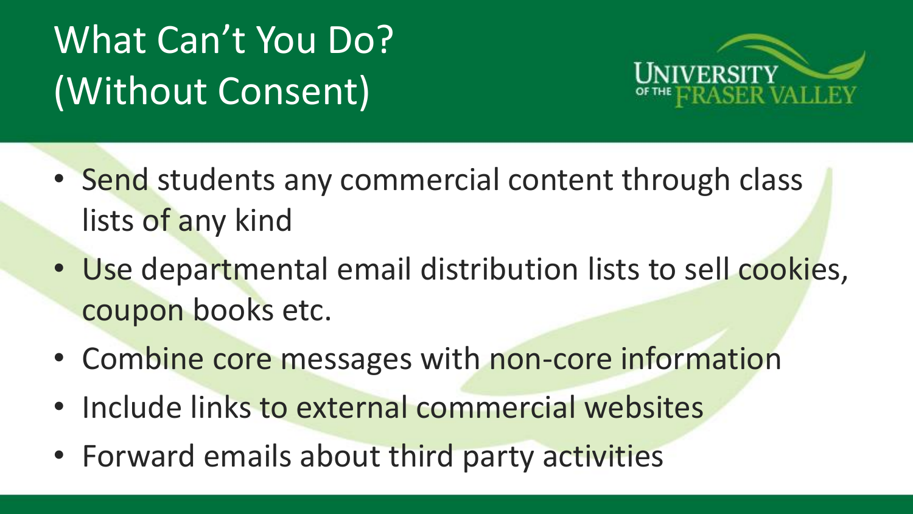# What Can't You Do? (Without Consent)

- Send students any commercial content through class lists of any kind
- Use departmental email distribution lists to sell cookies, coupon books etc.
- Combine core messages with non-core information
- Include links to external commercial websites
- Forward emails about third party activities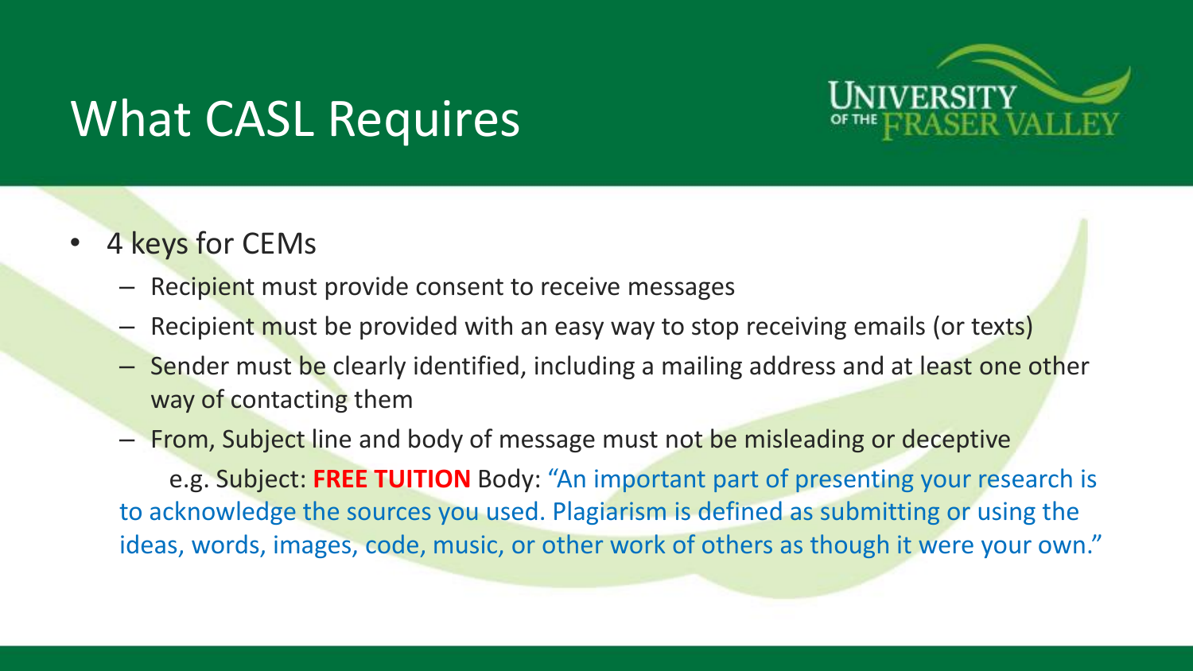# What CASL Requires

- 4 keys for CEMs
  - Recipient must provide consent to receive messages
  - Recipient must be provided with an easy way to stop receiving emails (or texts)
  - Sender must be clearly identified, including a mailing address and at least one other way of contacting them
  - From, Subject line and body of message must not be misleading or deceptive

    e.g. Subject: **FREE TUITION** Body: "An important part of presenting your research is to acknowledge the sources you used. Plagiarism is defined as submitting or using the ideas, words, images, code, music, or other work of others as though it were your own."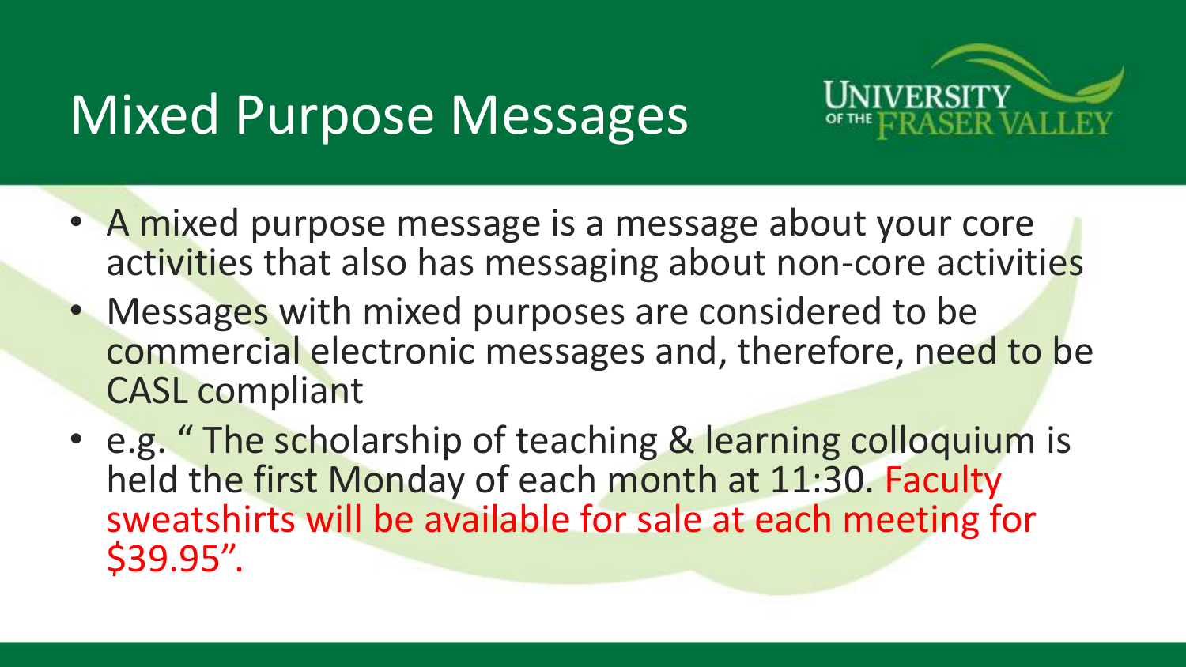# Mixed Purpose Messages

- A mixed purpose message is a message about your core activities that also has messaging about non-core activities
- Messages with mixed purposes are considered to be commercial electronic messages and, therefore, need to be CASL compliant
- e.g. " The scholarship of teaching & learning colloquium is held the first Monday of each month at 11:30. Faculty sweatshirts will be available for sale at each meeting for $39.95".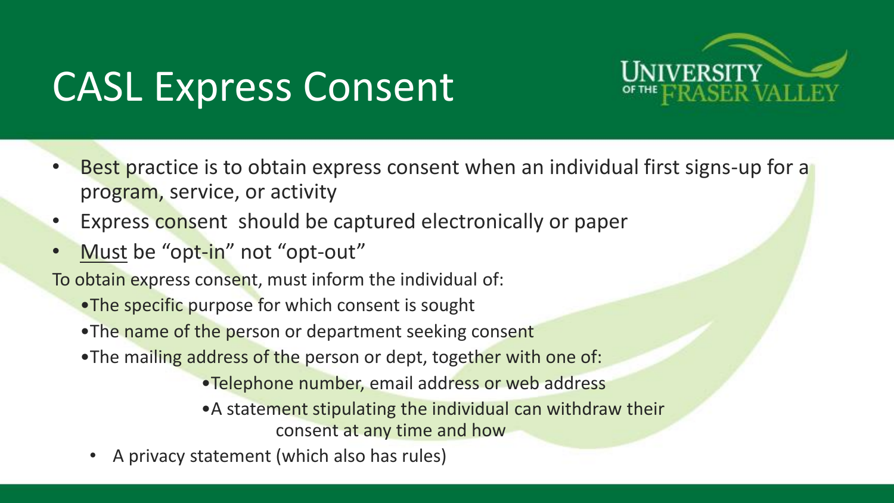# CASL Express Consent

- Best practice is to obtain express consent when an individual first signs-up for a program, service, or activity
- Express consent should be captured electronically or paper
- Must be "opt-in" not "opt-out"

To obtain express consent, must inform the individual of:

- The specific purpose for which consent is sought
- The name of the person or department seeking consent
- The mailing address of the person or dept, together with one of:
    - Telephone number, email address or web address
    - A statement stipulating the individual can withdraw their consent at any time and how
- A privacy statement (which also has rules)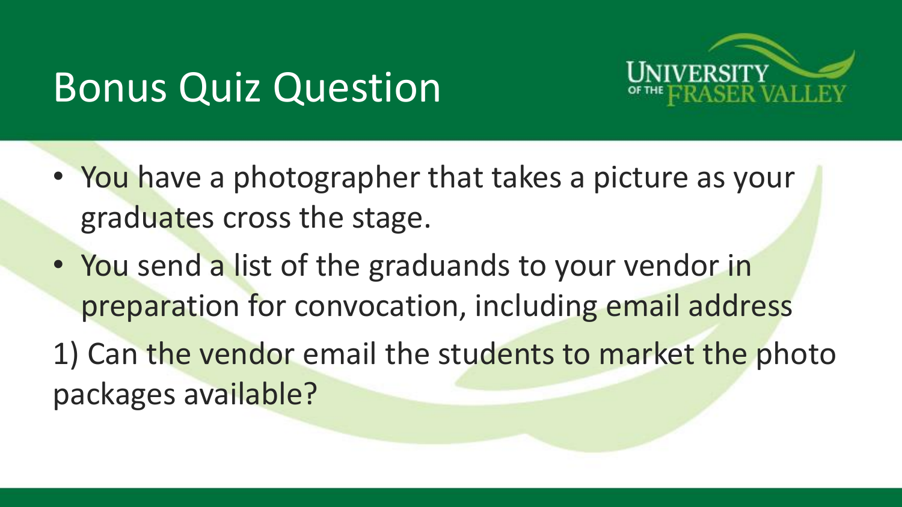# Bonus Quiz Question

- You have a photographer that takes a picture as your graduates cross the stage.
- You send a list of the graduands to your vendor in preparation for convocation, including email address

1) Can the vendor email the students to market the photo packages available?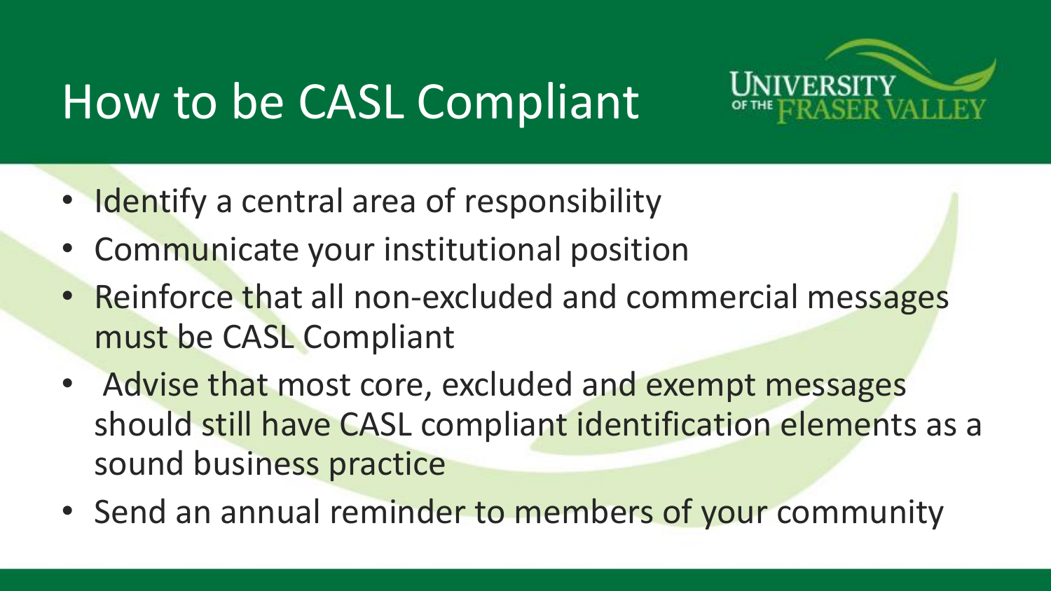# How to be CASL Compliant

- Identify a central area of responsibility
- Communicate your institutional position
- Reinforce that all non-excluded and commercial messages must be CASL Compliant
- Advise that most core, excluded and exempt messages should still have CASL compliant identification elements as a sound business practice
- Send an annual reminder to members of your community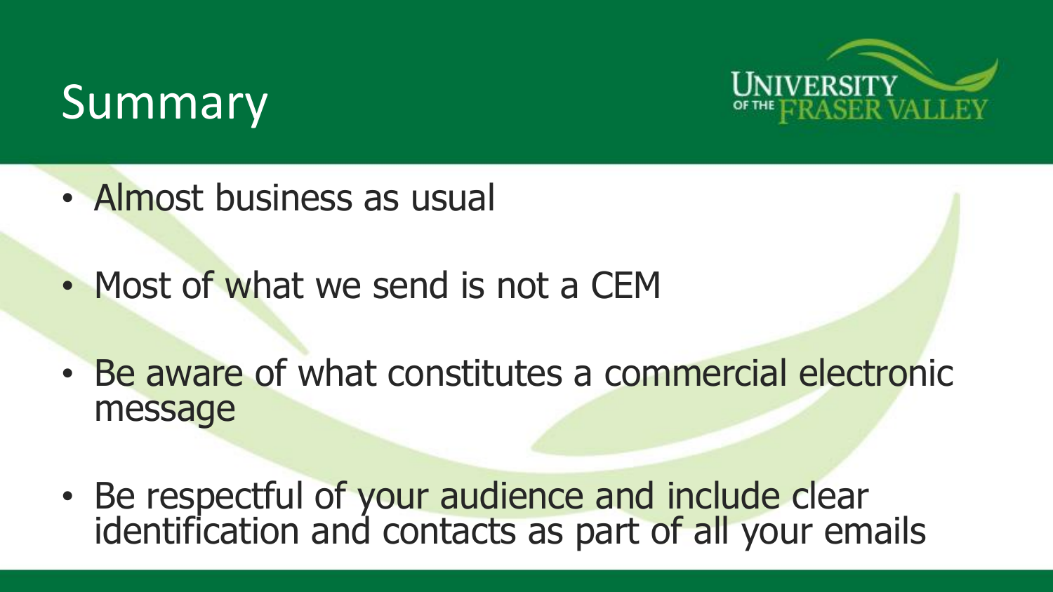# Summary

- Almost business as usual
- Most of what we send is not a CEM
- Be aware of what constitutes a commercial electronic message
- Be respectful of your audience and include clear identification and contacts as part of all your emails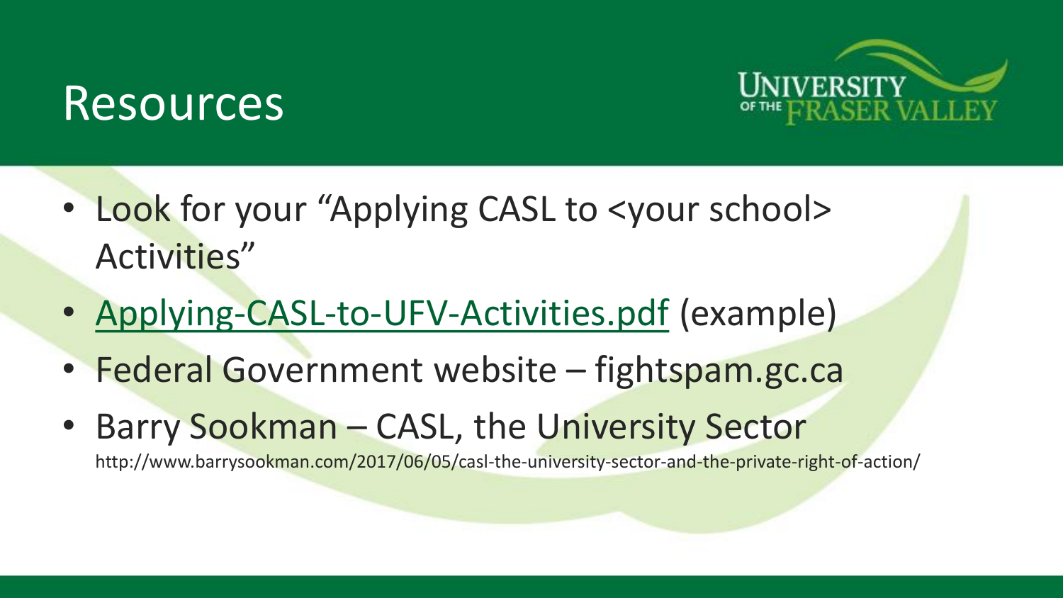# Resources

- Look for your "Applying CASL to <your school> Activities"
- Applying-CASL-to-UFV-Activities.pdf (example)
- Federal Government website – fightspam.gc.ca
- Barry Sookman – CASL, the University Sector
  http://www.barrysookman.com/2017/06/05/casl-the-university-sector-and-the-private-right-of-action/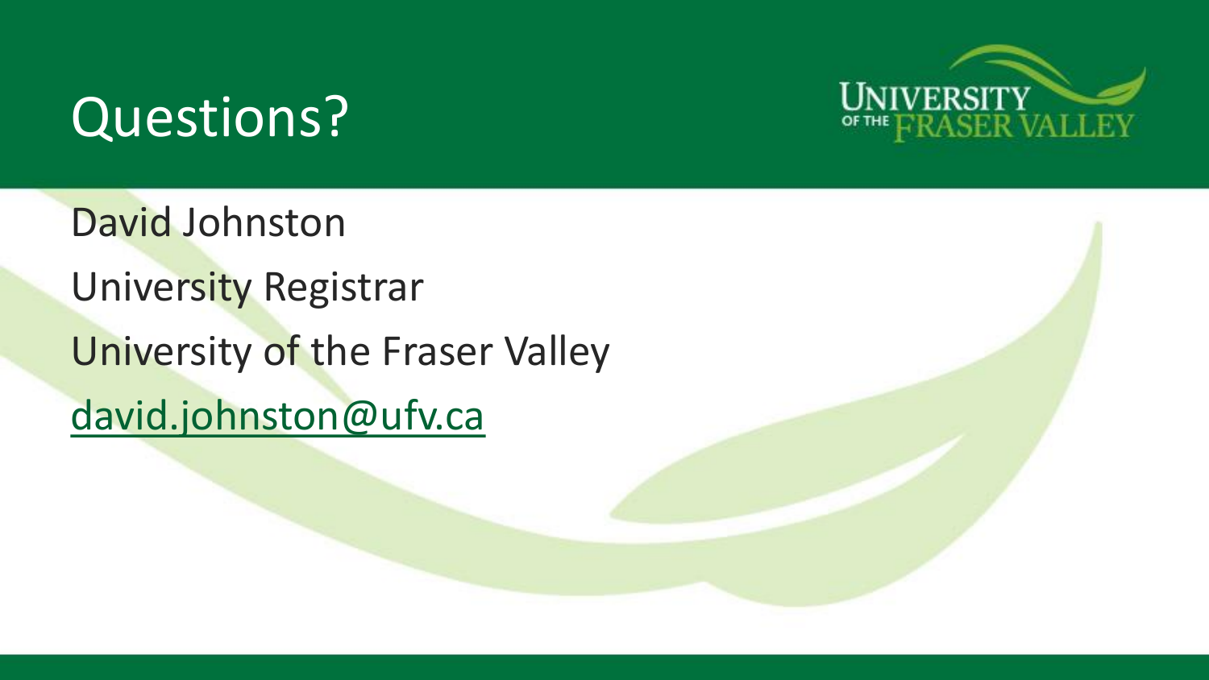# Questions?

David Johnston

University Registrar

University of the Fraser Valley

david.johnston@ufv.ca